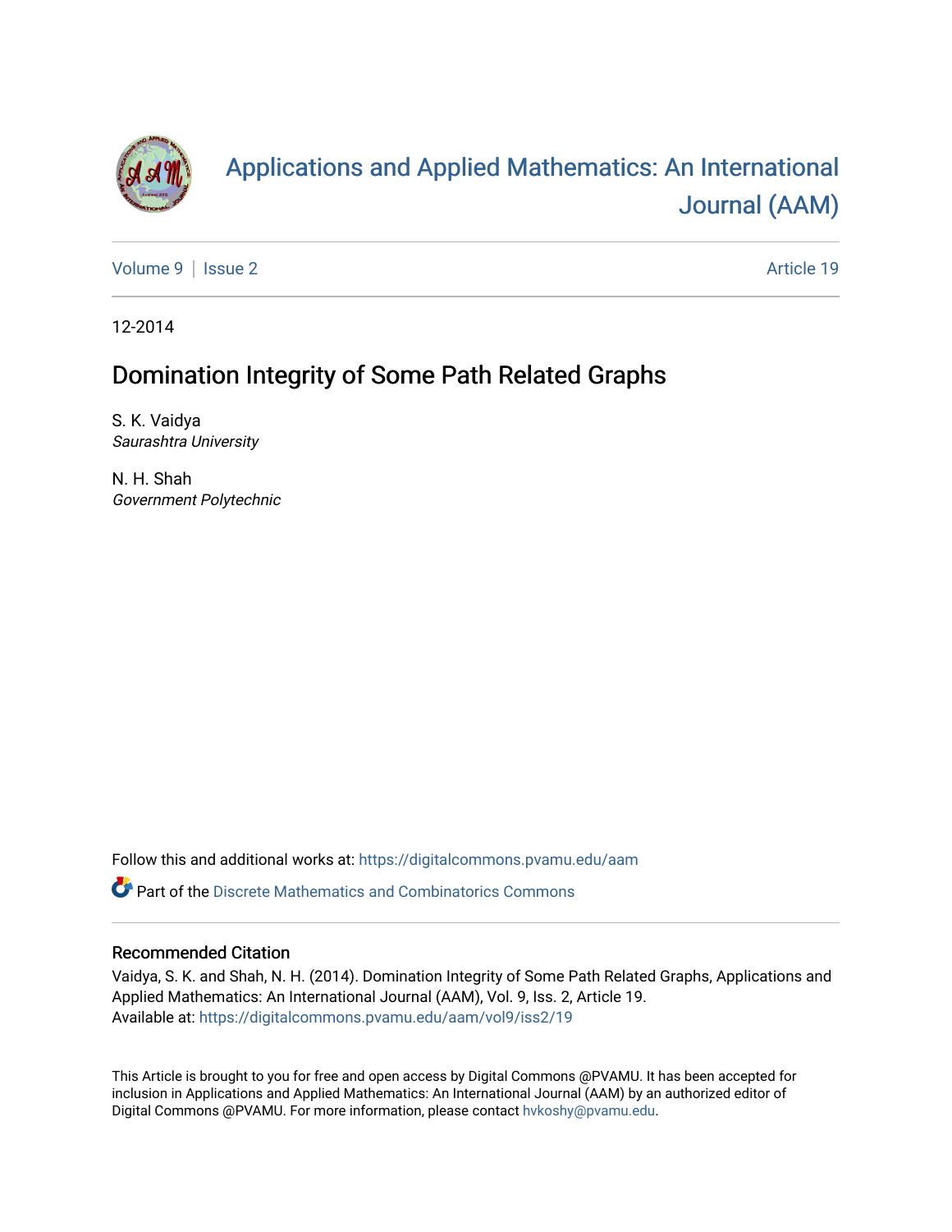# Applications and Applied Mathematics: An International Journal (AAM)

Volume 9 | Issue 2 Article 19

12-2014

## Domination Integrity of Some Path Related Graphs

S. K. Vaidya
*Saurashtra University*

N. H. Shah
*Government Polytechnic*

Follow this and additional works at: https://digitalcommons.pvamu.edu/aam

Part of the Discrete Mathematics and Combinatorics Commons

### Recommended Citation

Vaidya, S. K. and Shah, N. H. (2014). Domination Integrity of Some Path Related Graphs, Applications and Applied Mathematics: An International Journal (AAM), Vol. 9, Iss. 2, Article 19.
Available at: https://digitalcommons.pvamu.edu/aam/vol9/iss2/19

This Article is brought to you for free and open access by Digital Commons @PVAMU. It has been accepted for inclusion in Applications and Applied Mathematics: An International Journal (AAM) by an authorized editor of Digital Commons @PVAMU. For more information, please contact hvkoshy@pvamu.edu.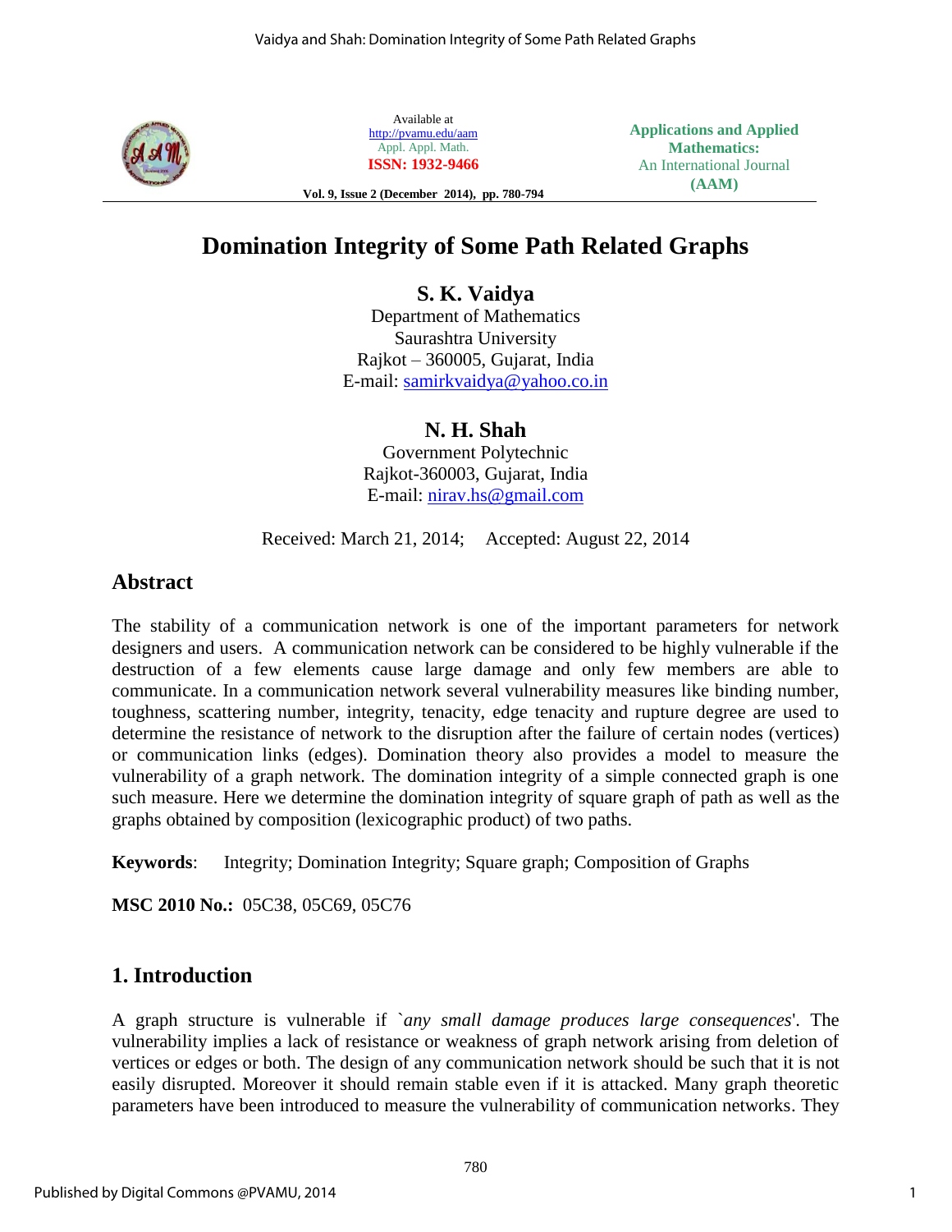Available at
http://pvamu.edu/aam
Appl. Appl. Math.
**ISSN: 1932-9466**

**Applications and Applied Mathematics:**
An International Journal
**(AAM)**

# Domination Integrity of Some Path Related Graphs

**S. K. Vaidya**
Department of Mathematics
Saurashtra University
Rajkot – 360005, Gujarat, India
E-mail: samirkvaidya@yahoo.co.in

**N. H. Shah**
Government Polytechnic
Rajkot-360003, Gujarat, India
E-mail: nirav.hs@gmail.com

Received: March 21, 2014; Accepted: August 22, 2014

## Abstract

The stability of a communication network is one of the important parameters for network designers and users. A communication network can be considered to be highly vulnerable if the destruction of a few elements cause large damage and only few members are able to communicate. In a communication network several vulnerability measures like binding number, toughness, scattering number, integrity, tenacity, edge tenacity and rupture degree are used to determine the resistance of network to the disruption after the failure of certain nodes (vertices) or communication links (edges). Domination theory also provides a model to measure the vulnerability of a graph network. The domination integrity of a simple connected graph is one such measure. Here we determine the domination integrity of square graph of path as well as the graphs obtained by composition (lexicographic product) of two paths.

**Keywords**: Integrity; Domination Integrity; Square graph; Composition of Graphs

**MSC 2010 No.:** 05C38, 05C69, 05C76

## 1. Introduction

A graph structure is vulnerable if `*any small damage produces large consequences*'. The vulnerability implies a lack of resistance or weakness of graph network arising from deletion of vertices or edges or both. The design of any communication network should be such that it is not easily disrupted. Moreover it should remain stable even if it is attacked. Many graph theoretic parameters have been introduced to measure the vulnerability of communication networks. They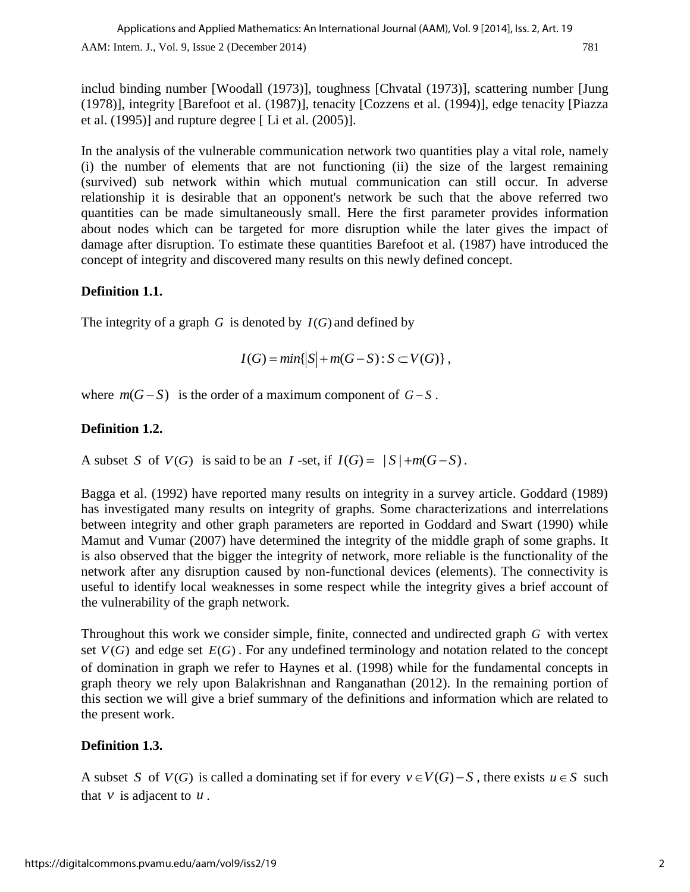includ binding number [Woodall (1973)], toughness [Chvatal (1973)], scattering number [Jung (1978)], integrity [Barefoot et al. (1987)], tenacity [Cozzens et al. (1994)], edge tenacity [Piazza et al. (1995)] and rupture degree [ Li et al. (2005)].

In the analysis of the vulnerable communication network two quantities play a vital role, namely (i) the number of elements that are not functioning (ii) the size of the largest remaining (survived) sub network within which mutual communication can still occur. In adverse relationship it is desirable that an opponent's network be such that the above referred two quantities can be made simultaneously small. Here the first parameter provides information about nodes which can be targeted for more disruption while the later gives the impact of damage after disruption. To estimate these quantities Barefoot et al. (1987) have introduced the concept of integrity and discovered many results on this newly defined concept.

**Definition 1.1.**

The integrity of a graph $G$ is denoted by $I(G)$ and defined by

$$I(G) = min\{|S| + m(G-S) : S \subset V(G)\},$$

where $m(G-S)$ is the order of a maximum component of $G-S$.

**Definition 1.2.**

A subset $S$ of $V(G)$ is said to be an $I$-set, if $I(G) = |S| + m(G-S)$.

Bagga et al. (1992) have reported many results on integrity in a survey article. Goddard (1989) has investigated many results on integrity of graphs. Some characterizations and interrelations between integrity and other graph parameters are reported in Goddard and Swart (1990) while Mamut and Vumar (2007) have determined the integrity of the middle graph of some graphs. It is also observed that the bigger the integrity of network, more reliable is the functionality of the network after any disruption caused by non-functional devices (elements). The connectivity is useful to identify local weaknesses in some respect while the integrity gives a brief account of the vulnerability of the graph network.

Throughout this work we consider simple, finite, connected and undirected graph $G$ with vertex set $V(G)$ and edge set $E(G)$. For any undefined terminology and notation related to the concept of domination in graph we refer to Haynes et al. (1998) while for the fundamental concepts in graph theory we rely upon Balakrishnan and Ranganathan (2012). In the remaining portion of this section we will give a brief summary of the definitions and information which are related to the present work.

**Definition 1.3.**

A subset $S$ of $V(G)$ is called a dominating set if for every $v \in V(G)-S$, there exists $u \in S$ such that $v$ is adjacent to $u$.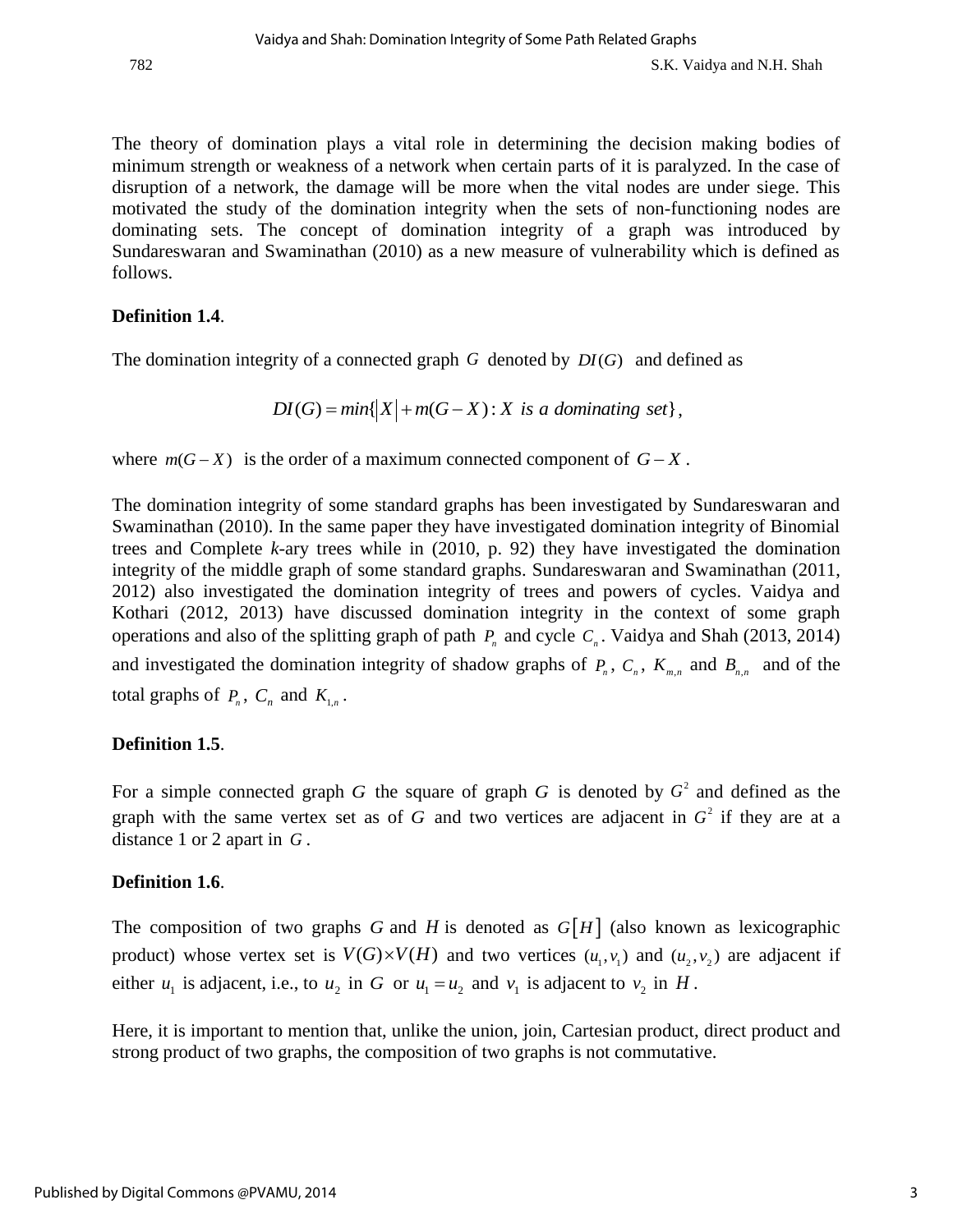The theory of domination plays a vital role in determining the decision making bodies of minimum strength or weakness of a network when certain parts of it is paralyzed. In the case of disruption of a network, the damage will be more when the vital nodes are under siege. This motivated the study of the domination integrity when the sets of non-functioning nodes are dominating sets. The concept of domination integrity of a graph was introduced by Sundareswaran and Swaminathan (2010) as a new measure of vulnerability which is defined as follows.

**Definition 1.4**.

The domination integrity of a connected graph $G$ denoted by $DI(G)$ and defined as

$$DI(G) = min\{|X| + m(G - X) : X \text{ is a dominating set}\},$$

where $m(G - X)$ is the order of a maximum connected component of $G - X$.

The domination integrity of some standard graphs has been investigated by Sundareswaran and Swaminathan (2010). In the same paper they have investigated domination integrity of Binomial trees and Complete *k*-ary trees while in (2010, p. 92) they have investigated the domination integrity of the middle graph of some standard graphs. Sundareswaran and Swaminathan (2011, 2012) also investigated the domination integrity of trees and powers of cycles. Vaidya and Kothari (2012, 2013) have discussed domination integrity in the context of some graph operations and also of the splitting graph of path $P_n$ and cycle $C_n$. Vaidya and Shah (2013, 2014) and investigated the domination integrity of shadow graphs of $P_n$, $C_n$, $K_{m,n}$ and $B_{n,n}$ and of the total graphs of $P_n$, $C_n$ and $K_{1,n}$.

**Definition 1.5**.

For a simple connected graph $G$ the square of graph $G$ is denoted by $G^2$ and defined as the graph with the same vertex set as of $G$ and two vertices are adjacent in $G^2$ if they are at a distance 1 or 2 apart in $G$.

**Definition 1.6**.

The composition of two graphs $G$ and $H$ is denoted as $G[H]$ (also known as lexicographic product) whose vertex set is $V(G)\times V(H)$ and two vertices $(u_1, v_1)$ and $(u_2, v_2)$ are adjacent if either $u_1$ is adjacent, i.e., to $u_2$ in $G$ or $u_1 = u_2$ and $v_1$ is adjacent to $v_2$ in $H$.

Here, it is important to mention that, unlike the union, join, Cartesian product, direct product and strong product of two graphs, the composition of two graphs is not commutative.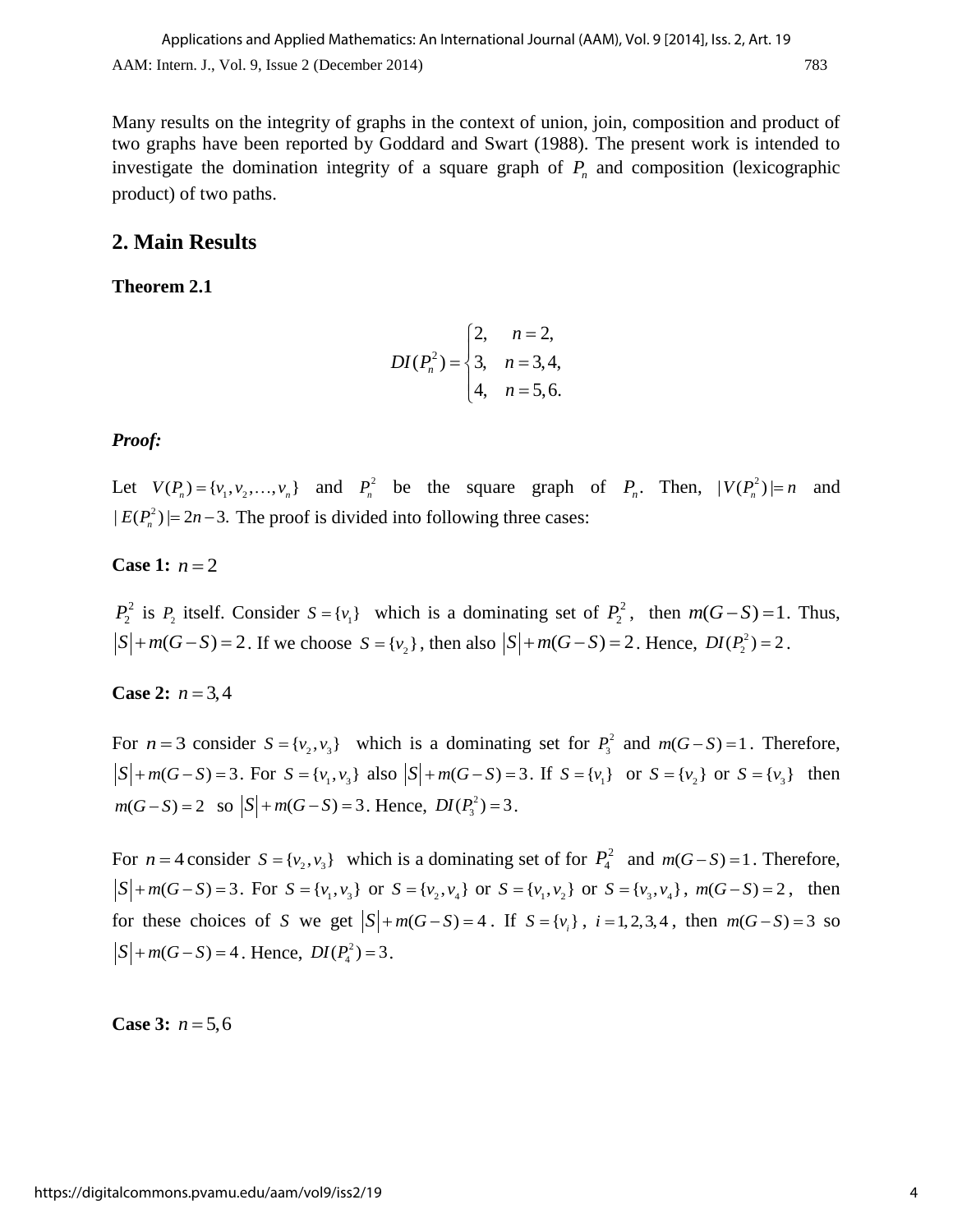Many results on the integrity of graphs in the context of union, join, composition and product of two graphs have been reported by Goddard and Swart (1988). The present work is intended to investigate the domination integrity of a square graph of $P_n$ and composition (lexicographic product) of two paths.

## 2. Main Results

**Theorem 2.1**

$$DI(P_n^2) = \begin{cases} 2, & n = 2, \\ 3, & n = 3, 4, \\ 4, & n = 5, 6. \end{cases}$$

***Proof:***

Let $V(P_n) = \{v_1, v_2, \ldots, v_n\}$ and $P_n^2$ be the square graph of $P_n$. Then, $|V(P_n^2)| = n$ and $|E(P_n^2)| = 2n - 3.$ The proof is divided into following three cases:

**Case 1:** $n = 2$

$P_2^2$ is $P_2$ itself. Consider $S = \{v_1\}$ which is a dominating set of $P_2^2$, then $m(G - S) = 1$. Thus, $|S| + m(G - S) = 2$. If we choose $S = \{v_2\}$, then also $|S| + m(G - S) = 2$. Hence, $DI(P_2^2) = 2$.

**Case 2:** $n = 3, 4$

For $n = 3$ consider $S = \{v_2, v_3\}$ which is a dominating set for $P_3^2$ and $m(G - S) = 1$. Therefore, $|S| + m(G - S) = 3$. For $S = \{v_1, v_3\}$ also $|S| + m(G - S) = 3$. If $S = \{v_1\}$ or $S = \{v_2\}$ or $S = \{v_3\}$ then $m(G - S) = 2$ so $|S| + m(G - S) = 3$. Hence, $DI(P_3^2) = 3$.

For $n = 4$ consider $S = \{v_2, v_3\}$ which is a dominating set of for $P_4^2$ and $m(G - S) = 1$. Therefore, $|S| + m(G - S) = 3$. For $S = \{v_1, v_3\}$ or $S = \{v_2, v_4\}$ or $S = \{v_1, v_2\}$ or $S = \{v_3, v_4\}$, $m(G - S) = 2$, then for these choices of $S$ we get $|S| + m(G - S) = 4$. If $S = \{v_i\}$, $i = 1, 2, 3, 4$, then $m(G - S) = 3$ so $|S| + m(G - S) = 4$. Hence, $DI(P_4^2) = 3$.

**Case 3:** $n = 5, 6$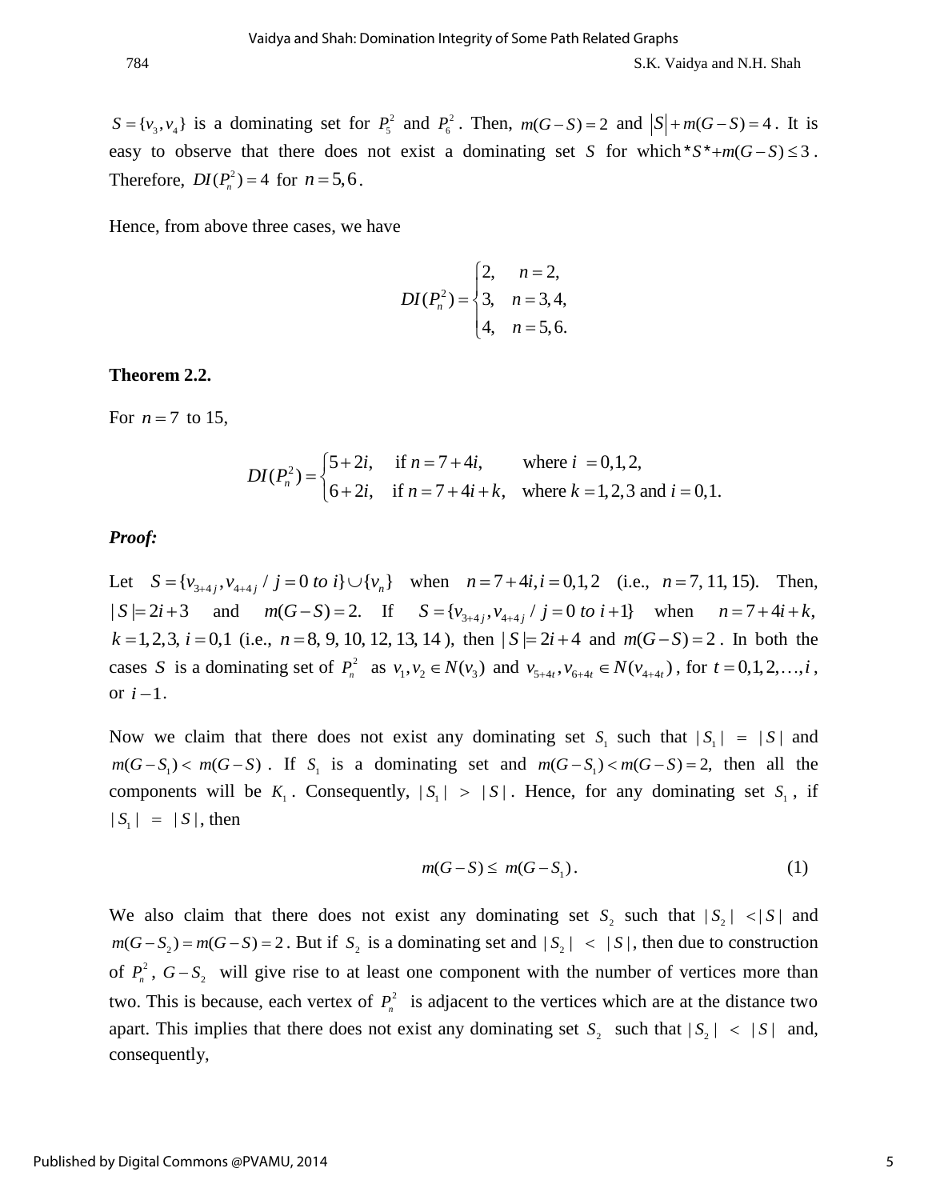$S = \{v_3, v_4\}$ is a dominating set for $P_5^2$ and $P_6^2$. Then, $m(G-S) = 2$ and $|S| + m(G-S) = 4$. It is easy to observe that there does not exist a dominating set $S$ for which $*S*+m(G-S) \leq 3$. Therefore, $DI(P_n^2) = 4$ for $n = 5, 6$.

Hence, from above three cases, we have

$$DI(P_n^2) = \begin{cases} 2, & n = 2, \\ 3, & n = 3, 4, \\ 4, & n = 5, 6. \end{cases}$$

**Theorem 2.2.**

For $n = 7$ to 15,

$$DI(P_n^2) = \begin{cases} 5 + 2i, & \text{if } n = 7 + 4i, \quad \text{where } i = 0, 1, 2, \\ 6 + 2i, & \text{if } n = 7 + 4i + k, \quad \text{where } k = 1, 2, 3 \text{ and } i = 0, 1. \end{cases}$$

***Proof:***

Let $S = \{v_{3+4j}, v_{4+4j} \,/\, j = 0 \text{ to } i\} \cup \{v_n\}$ when $n = 7 + 4i, i = 0, 1, 2$ (i.e., $n = 7, 11, 15$). Then, $|S| = 2i + 3$ and $m(G-S) = 2$. If $S = \{v_{3+4j}, v_{4+4j} \,/\, j = 0 \text{ to } i+1\}$ when $n = 7 + 4i + k$, $k = 1, 2, 3$, $i = 0, 1$ (i.e., $n = 8, 9, 10, 12, 13, 14$), then $|S| = 2i + 4$ and $m(G-S) = 2$. In both the cases $S$ is a dominating set of $P_n^2$ as $v_1, v_2 \in N(v_3)$ and $v_{5+4t}, v_{6+4t} \in N(v_{4+4t})$, for $t = 0, 1, 2, \ldots, i$, or $i - 1$.

Now we claim that there does not exist any dominating set $S_1$ such that $|S_1| = |S|$ and $m(G - S_1) < m(G - S)$. If $S_1$ is a dominating set and $m(G - S_1) < m(G - S) = 2$, then all the components will be $K_1$. Consequently, $|S_1| > |S|$. Hence, for any dominating set $S_1$, if $|S_1| = |S|$, then

$$m(G - S) \leq m(G - S_1). \tag{1}$$

We also claim that there does not exist any dominating set $S_2$ such that $|S_2| < |S|$ and $m(G - S_2) = m(G - S) = 2$. But if $S_2$ is a dominating set and $|S_2| < |S|$, then due to construction of $P_n^2$, $G - S_2$ will give rise to at least one component with the number of vertices more than two. This is because, each vertex of $P_n^2$ is adjacent to the vertices which are at the distance two apart. This implies that there does not exist any dominating set $S_2$ such that $|S_2| < |S|$ and, consequently,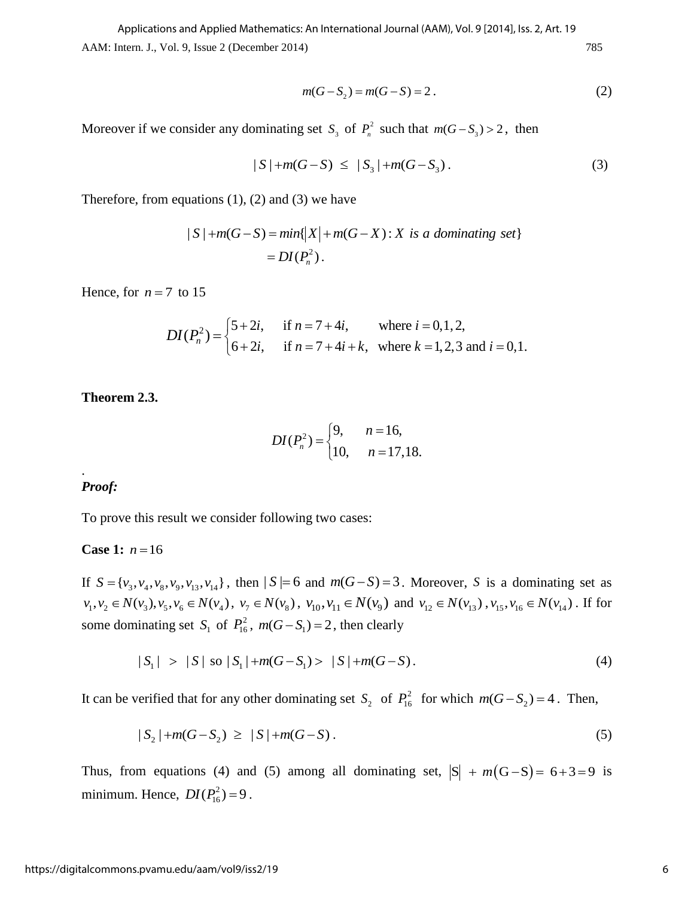$$m(G - S_2) = m(G - S) = 2\,. \tag{2}$$

Moreover if we consider any dominating set $S_3$ of $P_n^2$ such that $m(G - S_3) > 2$, then

$$|S| + m(G - S) \;\le\; |S_3| + m(G - S_3)\,. \tag{3}$$

Therefore, from equations (1), (2) and (3) we have

$$\begin{aligned} |S| + m(G - S) &= min\{|X| + m(G - X) : X \textit{ is a dominating set}\} \\ &= DI(P_n^2)\,. \end{aligned}$$

Hence, for $n = 7$ to 15

$$DI(P_n^2) = \begin{cases} 5 + 2i, & \text{if } n = 7 + 4i, \quad \text{where } i = 0,1,2, \\ 6 + 2i, & \text{if } n = 7 + 4i + k, \quad \text{where } k = 1,2,3 \text{ and } i = 0,1. \end{cases}$$

**Theorem 2.3.**

$$DI(P_n^2) = \begin{cases} 9, & n = 16, \\ 10, & n = 17,18. \end{cases}$$

***Proof:***

To prove this result we consider following two cases:

**Case 1:** $n = 16$

If $S = \{v_3, v_4, v_8, v_9, v_{13}, v_{14}\}$, then $|S| = 6$ and $m(G - S) = 3$. Moreover, $S$ is a dominating set as $v_1, v_2 \in N(v_3), v_5, v_6 \in N(v_4)$, $v_7 \in N(v_8)$, $v_{10}, v_{11} \in N(v_9)$ and $v_{12} \in N(v_{13})$, $v_{15}, v_{16} \in N(v_{14})$. If for some dominating set $S_1$ of $P_{16}^2$, $m(G - S_1) = 2$, then clearly

$$|S_1| \;>\; |S| \text{ so } |S_1| + m(G - S_1) > \;|S| + m(G - S)\,. \tag{4}$$

It can be verified that for any other dominating set $S_2$ of $P_{16}^2$ for which $m(G - S_2) = 4$. Then,

$$|S_2| + m(G - S_2) \;\ge\; |S| + m(G - S)\,. \tag{5}$$

Thus, from equations (4) and (5) among all dominating set, $|S| + m(G - S) = 6 + 3 = 9$ is minimum. Hence, $DI(P_{16}^2) = 9$.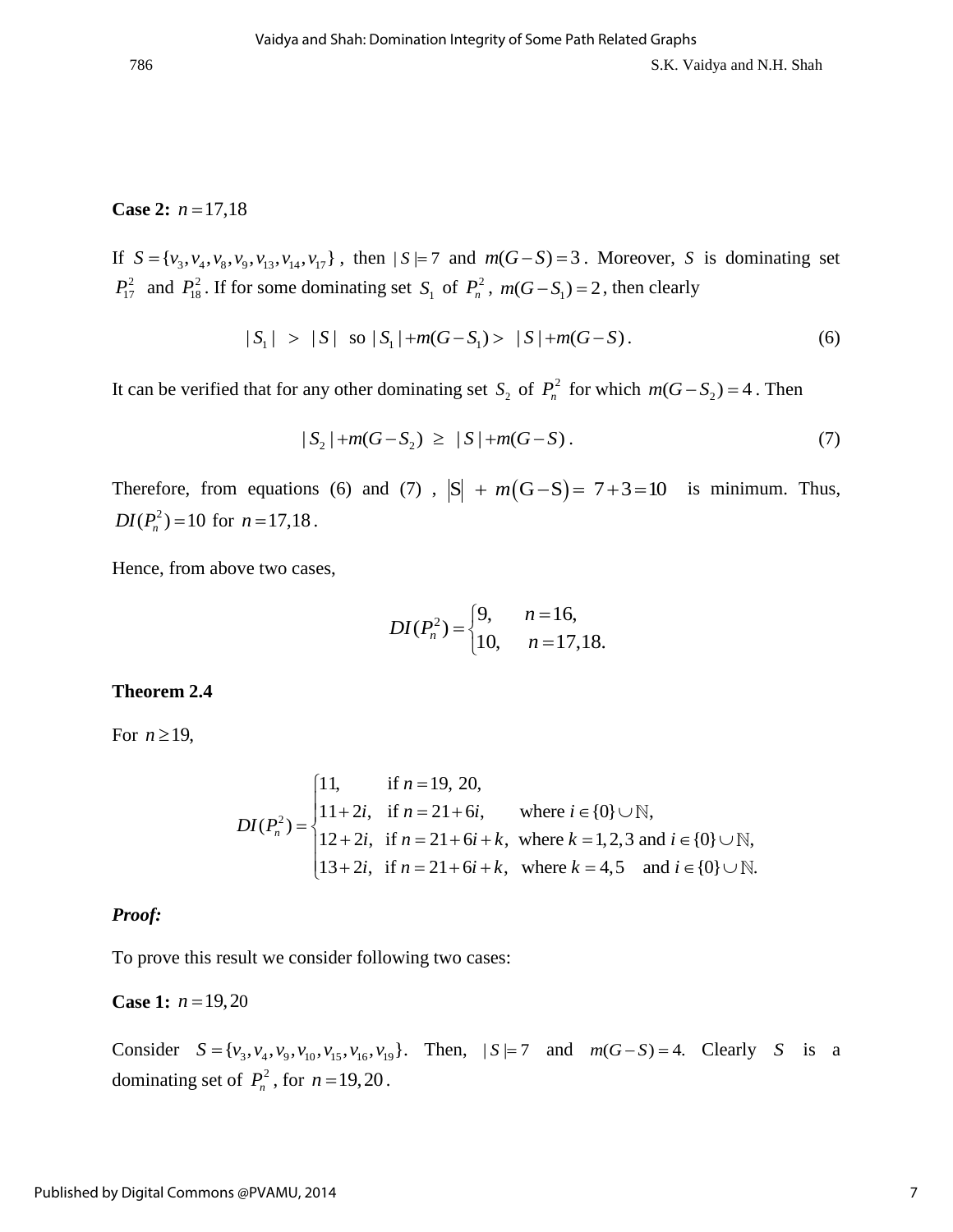**Case 2:** $n = 17,18$

If $S = \{v_3, v_4, v_8, v_9, v_{13}, v_{14}, v_{17}\}$, then $|S| = 7$ and $m(G-S) = 3$. Moreover, $S$ is dominating set $P_{17}^2$ and $P_{18}^2$. If for some dominating set $S_1$ of $P_n^2$, $m(G-S_1) = 2$, then clearly

$$|S_1| \;>\; |S| \;\text{ so }\; |S_1| + m(G-S_1) > \;|S| + m(G-S). \tag{6}$$

It can be verified that for any other dominating set $S_2$ of $P_n^2$ for which $m(G-S_2) = 4$. Then

$$|S_2| + m(G-S_2) \;\geq\; |S| + m(G-S). \tag{7}$$

Therefore, from equations (6) and (7), $|S| + m(G-S) = 7+3 = 10$ is minimum. Thus, $DI(P_n^2) = 10$ for $n = 17,18$.

Hence, from above two cases,

$$DI(P_n^2) = \begin{cases} 9, & n = 16, \\ 10, & n = 17,18. \end{cases}$$

**Theorem 2.4**

For $n \geq 19$,

$$DI(P_n^2) = \begin{cases} 11, & \text{if } n = 19,\ 20, \\ 11+2i, & \text{if } n = 21+6i, \quad \text{where } i \in \{0\} \cup \mathbb{N}, \\ 12+2i, & \text{if } n = 21+6i+k, \;\text{ where } k = 1,2,3 \text{ and } i \in \{0\} \cup \mathbb{N}, \\ 13+2i, & \text{if } n = 21+6i+k, \;\text{ where } k = 4,5 \;\text{ and } i \in \{0\} \cup \mathbb{N}. \end{cases}$$

***Proof:***

To prove this result we consider following two cases:

**Case 1:** $n = 19, 20$

Consider $S = \{v_3, v_4, v_9, v_{10}, v_{15}, v_{16}, v_{19}\}$. Then, $|S| = 7$ and $m(G-S) = 4$. Clearly $S$ is a dominating set of $P_n^2$, for $n = 19, 20$.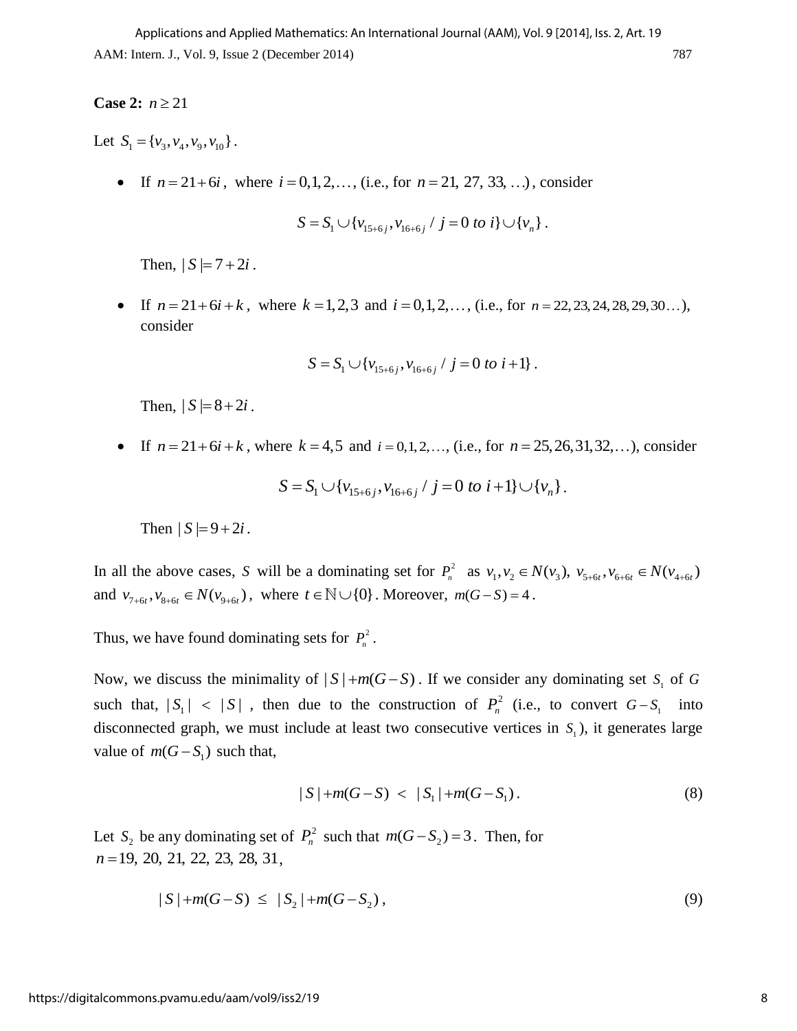**Case 2:** $n \geq 21$

Let $S_1 = \{v_3, v_4, v_9, v_{10}\}$.

- If $n = 21 + 6i$, where $i = 0, 1, 2, \ldots$, (i.e., for $n = 21, 27, 33, \ldots$), consider

$$S = S_1 \cup \{v_{15+6j}, v_{16+6j} \, / \, j = 0 \text{ to } i\} \cup \{v_n\}.$$

 Then, $|S| = 7 + 2i$.

- If $n = 21 + 6i + k$, where $k = 1, 2, 3$ and $i = 0, 1, 2, \ldots$, (i.e., for $n = 22, 23, 24, 28, 29, 30 \ldots$), consider

$$S = S_1 \cup \{v_{15+6j}, v_{16+6j} \, / \, j = 0 \text{ to } i+1\}.$$

 Then, $|S| = 8 + 2i$.

- If $n = 21 + 6i + k$, where $k = 4, 5$ and $i = 0, 1, 2, \ldots$, (i.e., for $n = 25, 26, 31, 32, \ldots$), consider

$$S = S_1 \cup \{v_{15+6j}, v_{16+6j} \, / \, j = 0 \text{ to } i+1\} \cup \{v_n\}.$$

 Then $|S| = 9 + 2i$.

In all the above cases, $S$ will be a dominating set for $P_n^2$ as $v_1, v_2 \in N(v_3)$, $v_{5+6t}, v_{6+6t} \in N(v_{4+6t})$ and $v_{7+6t}, v_{8+6t} \in N(v_{9+6t})$, where $t \in \mathbb{N} \cup \{0\}$. Moreover, $m(G - S) = 4$.

Thus, we have found dominating sets for $P_n^2$.

Now, we discuss the minimality of $|S| + m(G - S)$. If we consider any dominating set $S_1$ of $G$ such that, $|S_1| < |S|$, then due to the construction of $P_n^2$ (i.e., to convert $G - S_1$ into disconnected graph, we must include at least two consecutive vertices in $S_1$), it generates large value of $m(G - S_1)$ such that,

$$|S| + m(G - S) < |S_1| + m(G - S_1). \tag{8}$$

Let $S_2$ be any dominating set of $P_n^2$ such that $m(G - S_2) = 3$. Then, for $n = 19, 20, 21, 22, 23, 28, 31$,

$$|S| + m(G - S) \leq |S_2| + m(G - S_2), \tag{9}$$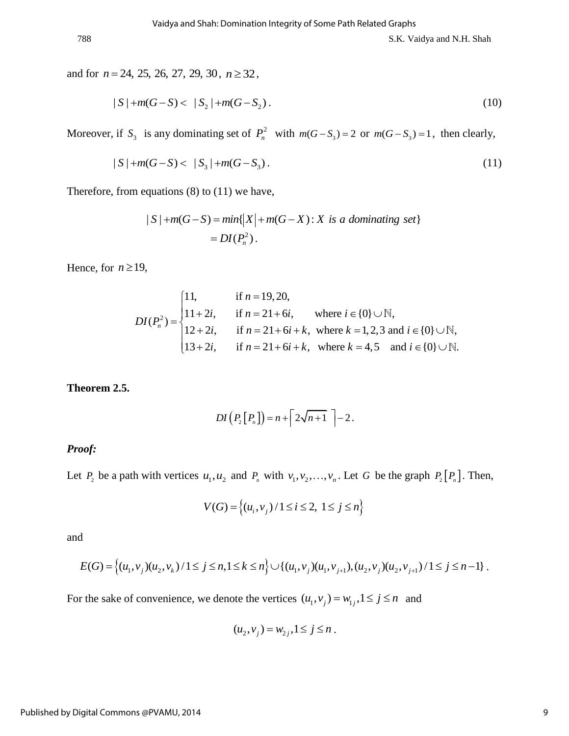and for $n = 24, 25, 26, 27, 29, 30$, $n \geq 32$,

$$|S| + m(G-S) < |S_2| + m(G-S_2). \tag{10}$$

Moreover, if $S_3$ is any dominating set of $P_n^2$ with $m(G-S_3) = 2$ or $m(G-S_3) = 1$, then clearly,

$$|S| + m(G-S) < |S_3| + m(G-S_3). \tag{11}$$

Therefore, from equations (8) to (11) we have,

$$\begin{aligned} |S| + m(G-S) &= min\{|X| + m(G-X) : X \text{ is a dominating set}\} \\ &= DI(P_n^2). \end{aligned}$$

Hence, for $n \geq 19$,

$$DI(P_n^2) = \begin{cases} 11, & \text{if } n = 19, 20, \\ 11 + 2i, & \text{if } n = 21 + 6i, \quad \text{where } i \in \{0\} \cup \mathbb{N}, \\ 12 + 2i, & \text{if } n = 21 + 6i + k, \text{ where } k = 1, 2, 3 \text{ and } i \in \{0\} \cup \mathbb{N}, \\ 13 + 2i, & \text{if } n = 21 + 6i + k, \text{ where } k = 4, 5 \text{ and } i \in \{0\} \cup \mathbb{N}. \end{cases}$$

**Theorem 2.5.**

$$DI\left(P_2\left[P_n\right]\right) = n + \left\lceil 2\sqrt{n+1} \right\rceil - 2.$$

***Proof:***

Let $P_2$ be a path with vertices $u_1, u_2$ and $P_n$ with $v_1, v_2, \ldots, v_n$. Let $G$ be the graph $P_2\left[P_n\right]$. Then,

$$V(G) = \left\{(u_i, v_j) / 1 \leq i \leq 2, \ 1 \leq j \leq n\right\}$$

and

$$E(G) = \left\{(u_1, v_j)(u_2, v_k) / 1 \leq j \leq n, 1 \leq k \leq n\right\} \cup \{(u_1, v_j)(u_1, v_{j+1}), (u_2, v_j)(u_2, v_{j+1}) / 1 \leq j \leq n-1\}.$$

For the sake of convenience, we denote the vertices $(u_1, v_j) = w_{1j}, 1 \leq j \leq n$ and

$$(u_2, v_j) = w_{2j}, 1 \leq j \leq n.$$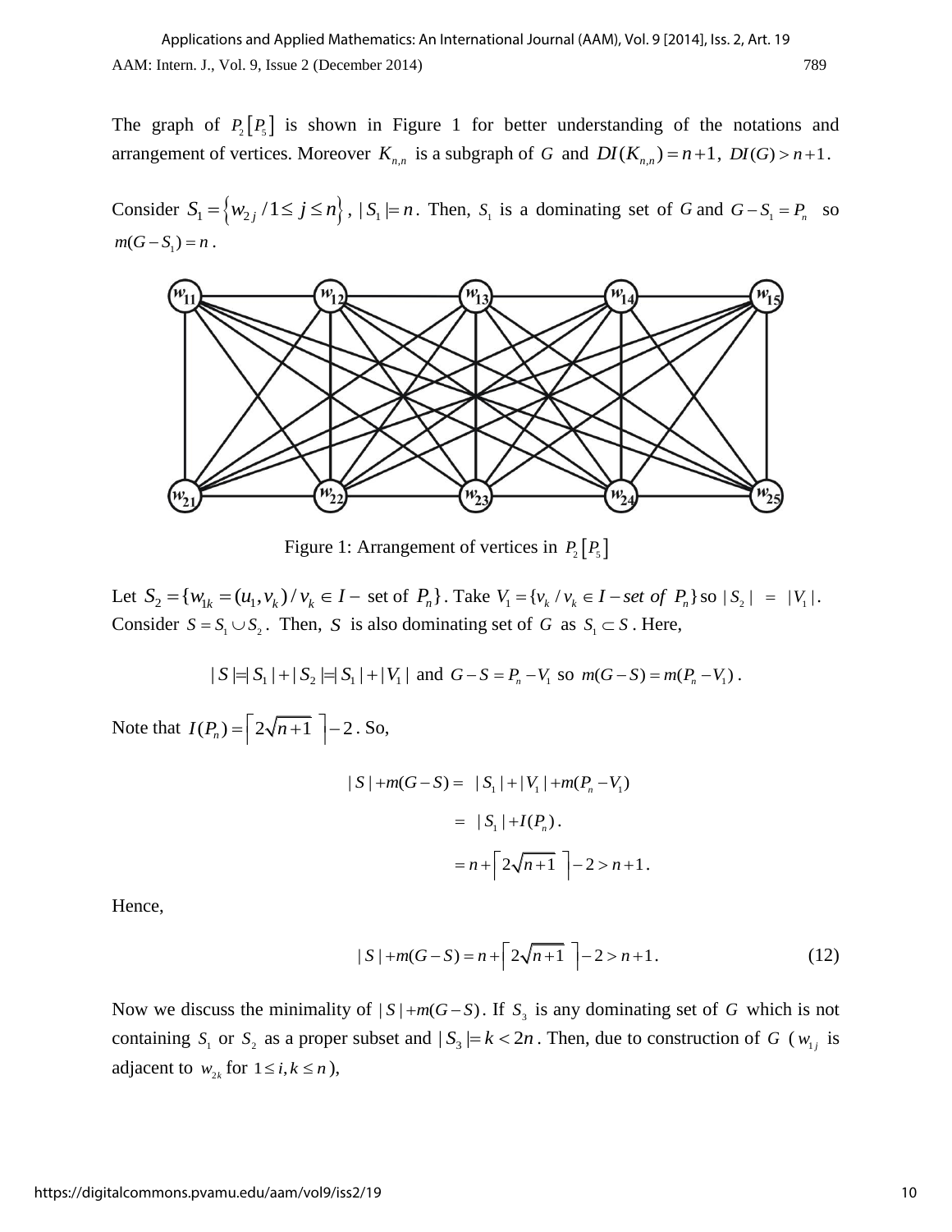The graph of $P_2[P_5]$ is shown in Figure 1 for better understanding of the notations and arrangement of vertices. Moreover $K_{n,n}$ is a subgraph of $G$ and $DI(K_{n,n}) = n+1$, $DI(G) > n+1$.

Consider $S_1 = \{w_{2j} / 1 \le j \le n\}$, $|S_1| = n$. Then, $S_1$ is a dominating set of $G$ and $G - S_1 = P_n$ so $m(G - S_1) = n$.

Figure 1: Arrangement of vertices in $P_2[P_5]$

Let $S_2 = \{w_{1k} = (u_1, v_k) / v_k \in I-$ set of $P_n\}$. Take $V_1 = \{v_k / v_k \in I - set\ of\ P_n\}$ so $|S_2| = |V_1|$. Consider $S = S_1 \cup S_2$. Then, $S$ is also dominating set of $G$ as $S_1 \subset S$. Here,

$$|S| = |S_1| + |S_2| = |S_1| + |V_1| \text{ and } G - S = P_n - V_1 \text{ so } m(G-S) = m(P_n - V_1).$$

Note that $I(P_n) = \lceil 2\sqrt{n+1}\ \rceil - 2$. So,

$$\begin{aligned} |S| + m(G-S) &= |S_1| + |V_1| + m(P_n - V_1) \\ &= |S_1| + I(P_n). \\ &= n + \lceil 2\sqrt{n+1}\ \rceil - 2 > n+1. \end{aligned}$$

Hence,

$$|S| + m(G-S) = n + \lceil 2\sqrt{n+1}\ \rceil - 2 > n+1. \tag{12}$$

Now we discuss the minimality of $|S| + m(G-S)$. If $S_3$ is any dominating set of $G$ which is not containing $S_1$ or $S_2$ as a proper subset and $|S_3| = k < 2n$. Then, due to construction of $G$ ($w_{1j}$ is adjacent to $w_{2k}$ for $1 \le i, k \le n$),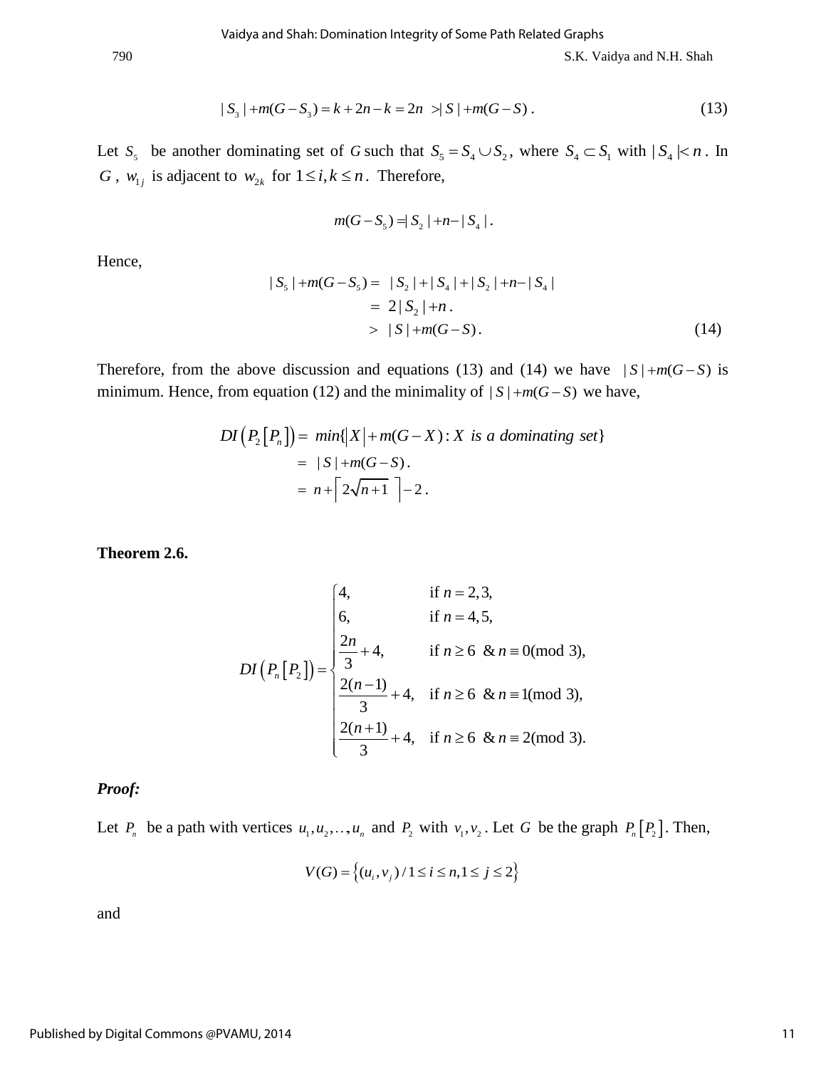$$| S_3 | + m(G - S_3) = k + 2n - k = 2n \; > | S | + m(G - S) \; . \tag{13}$$

Let $S_5$ be another dominating set of $G$ such that $S_5 = S_4 \cup S_2$, where $S_4 \subset S_1$ with $| S_4 | < n$. In $G$, $w_{1j}$ is adjacent to $w_{2k}$ for $1 \le i, k \le n$. Therefore,

$$m(G - S_5) = | S_2 | + n - | S_4 | \; .$$

Hence,

$$\begin{aligned} | S_5 | + m(G - S_5) &= \; | S_2 | + | S_4 | + | S_2 | + n - | S_4 | \\ &= \; 2 | S_2 | + n \; . \\ &> \; | S | + m(G - S) \; . \end{aligned} \tag{14}$$

Therefore, from the above discussion and equations (13) and (14) we have $| S | + m(G - S)$ is minimum. Hence, from equation (12) and the minimality of $| S | + m(G - S)$ we have,

$$\begin{aligned} DI\left(P_2\left[P_n\right]\right) &= \; min\{\left|X\right| + m(G - X) : X \; is \; a \; dominating \; set\} \\ &= \; | S | + m(G - S) \; . \\ &= \; n + \left\lceil 2\sqrt{n+1} \; \right\rceil - 2 \; . \end{aligned}$$

**Theorem 2.6.**

$$DI\left(P_n\left[P_2\right]\right) = \begin{cases} 4, & \text{if } n = 2,3, \\ 6, & \text{if } n = 4,5, \\ \dfrac{2n}{3} + 4, & \text{if } n \ge 6 \;\; \& \, n \equiv 0 (\text{mod } 3), \\ \dfrac{2(n-1)}{3} + 4, & \text{if } n \ge 6 \;\; \& \, n \equiv 1 (\text{mod } 3), \\ \dfrac{2(n+1)}{3} + 4, & \text{if } n \ge 6 \;\; \& \, n \equiv 2 (\text{mod } 3). \end{cases}$$

***Proof:***

Let $P_n$ be a path with vertices $u_1, u_2, \ldots, u_n$ and $P_2$ with $v_1, v_2$. Let $G$ be the graph $P_n\left[P_2\right]$. Then,

$$V(G) = \left\{(u_i, v_j) \, / \, 1 \le i \le n, 1 \le \; j \le 2\right\}$$

and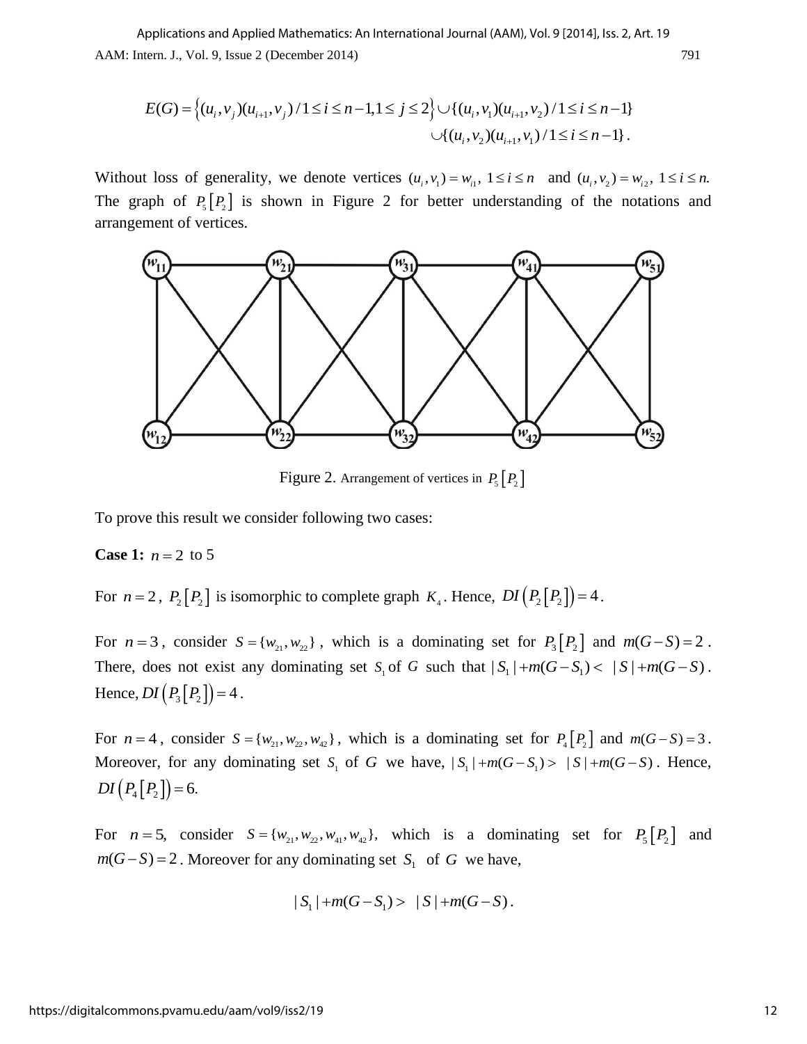$$E(G) = \left\{(u_i, v_j)(u_{i+1}, v_j) / 1 \le i \le n-1, 1 \le j \le 2\right\} \cup \{(u_i, v_1)(u_{i+1}, v_2) / 1 \le i \le n-1\}$$
$$\cup \{(u_i, v_2)(u_{i+1}, v_1) / 1 \le i \le n-1\}.$$

Without loss of generality, we denote vertices $(u_i, v_1) = w_{i1},\ 1 \le i \le n$ and $(u_i, v_2) = w_{i2},\ 1 \le i \le n.$ The graph of $P_5[P_2]$ is shown in Figure 2 for better understanding of the notations and arrangement of vertices.

Figure 2. Arrangement of vertices in $P_5[P_2]$

To prove this result we consider following two cases:

**Case 1:** $n = 2$ to 5

For $n = 2$, $P_2[P_2]$ is isomorphic to complete graph $K_4$. Hence, $DI\left(P_2[P_2]\right) = 4$.

For $n = 3$, consider $S = \{w_{21}, w_{22}\}$, which is a dominating set for $P_3[P_2]$ and $m(G - S) = 2$. There, does not exist any dominating set $S_1$ of $G$ such that $|S_1| + m(G - S_1) < |S| + m(G - S)$. Hence, $DI\left(P_3[P_2]\right) = 4$.

For $n = 4$, consider $S = \{w_{21}, w_{22}, w_{42}\}$, which is a dominating set for $P_4[P_2]$ and $m(G - S) = 3$. Moreover, for any dominating set $S_1$ of $G$ we have, $|S_1| + m(G - S_1) > |S| + m(G - S)$. Hence, $DI\left(P_4[P_2]\right) = 6.$

For $n = 5,$ consider $S = \{w_{21}, w_{22}, w_{41}, w_{42}\},$ which is a dominating set for $P_5[P_2]$ and $m(G - S) = 2$. Moreover for any dominating set $S_1$ of $G$ we have,

$$|S_1| + m(G - S_1) > |S| + m(G - S).$$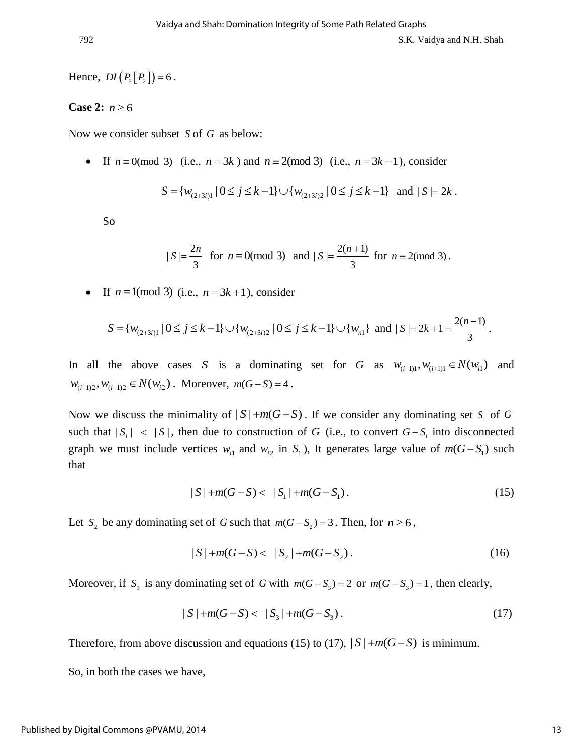Hence, $DI\left(P_5\left[P_2\right]\right)=6$.

**Case 2:** $n \geq 6$

Now we consider subset $S$ of $G$ as below:

- If $n \equiv 0(\text{mod } 3)$ (i.e., $n=3k$) and $n \equiv 2(\text{mod } 3)$ (i.e., $n=3k-1$), consider

$$S=\{w_{(2+3i)1} \mid 0 \leq j \leq k-1\} \cup \{w_{(2+3i)2} \mid 0 \leq j \leq k-1\} \text{ and } |S|=2k.$$

  So

$$|S|=\frac{2n}{3} \text{ for } n \equiv 0(\text{mod } 3) \text{ and } |S|=\frac{2(n+1)}{3} \text{ for } n \equiv 2(\text{mod } 3).$$

- If $n \equiv 1(\text{mod } 3)$ (i.e., $n=3k+1$), consider

$$S=\{w_{(2+3i)1} \mid 0 \leq j \leq k-1\} \cup \{w_{(2+3i)2} \mid 0 \leq j \leq k-1\} \cup \{w_{n1}\} \text{ and } |S|=2k+1=\frac{2(n-1)}{3}.$$

In all the above cases $S$ is a dominating set for $G$ as $w_{(i-1)1}, w_{(i+1)1} \in N(w_{i1})$ and $w_{(i-1)2}, w_{(i+1)2} \in N(w_{i2})$. Moreover, $m(G-S)=4$.

Now we discuss the minimality of $|S|+m(G-S)$. If we consider any dominating set $S_1$ of $G$ such that $|S_1| < |S|$, then due to construction of $G$ (i.e., to convert $G-S_1$ into disconnected graph we must include vertices $w_{i1}$ and $w_{i2}$ in $S_1$), It generates large value of $m(G-S_1)$ such that

$$|S|+m(G-S) < |S_1|+m(G-S_1). \tag{15}$$

Let $S_2$ be any dominating set of $G$ such that $m(G-S_2)=3$. Then, for $n \geq 6$,

$$|S|+m(G-S) < |S_2|+m(G-S_2). \tag{16}$$

Moreover, if $S_3$ is any dominating set of $G$ with $m(G-S_3)=2$ or $m(G-S_3)=1$, then clearly,

$$|S|+m(G-S) < |S_3|+m(G-S_3). \tag{17}$$

Therefore, from above discussion and equations (15) to (17), $|S|+m(G-S)$ is minimum.

So, in both the cases we have,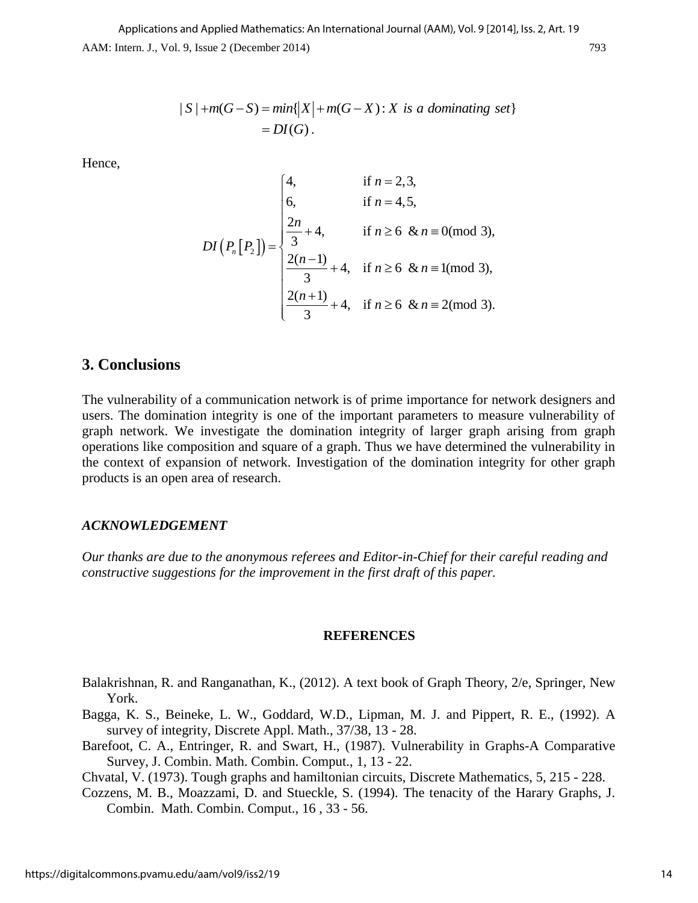$$|S| + m(G - S) = min\{|X| + m(G - X) : X \text{ is a dominating set}\}$$
$$= DI(G).$$

Hence,

$$DI\left(P_n\left[P_2\right]\right) = \begin{cases} 4, & \text{if } n = 2, 3, \\ 6, & \text{if } n = 4, 5, \\ \dfrac{2n}{3} + 4, & \text{if } n \geq 6 \ \& \ n \equiv 0 (\text{mod } 3), \\ \dfrac{2(n-1)}{3} + 4, & \text{if } n \geq 6 \ \& \ n \equiv 1 (\text{mod } 3), \\ \dfrac{2(n+1)}{3} + 4, & \text{if } n \geq 6 \ \& \ n \equiv 2 (\text{mod } 3). \end{cases}$$

## 3. Conclusions

The vulnerability of a communication network is of prime importance for network designers and users. The domination integrity is one of the important parameters to measure vulnerability of graph network. We investigate the domination integrity of larger graph arising from graph operations like composition and square of a graph. Thus we have determined the vulnerability in the context of expansion of network. Investigation of the domination integrity for other graph products is an open area of research.

### *ACKNOWLEDGEMENT*

*Our thanks are due to the anonymous referees and Editor-in-Chief for their careful reading and constructive suggestions for the improvement in the first draft of this paper.*

## REFERENCES

Balakrishnan, R. and Ranganathan, K., (2012). A text book of Graph Theory, 2/e, Springer, New York.

Bagga, K. S., Beineke, L. W., Goddard, W.D., Lipman, M. J. and Pippert, R. E., (1992). A survey of integrity, Discrete Appl. Math., 37/38, 13 - 28.

Barefoot, C. A., Entringer, R. and Swart, H., (1987). Vulnerability in Graphs-A Comparative Survey, J. Combin. Math. Combin. Comput., 1, 13 - 22.

Chvatal, V. (1973). Tough graphs and hamiltonian circuits, Discrete Mathematics, 5, 215 - 228.

Cozzens, M. B., Moazzami, D. and Stueckle, S. (1994). The tenacity of the Harary Graphs, J. Combin. Math. Combin. Comput., 16 , 33 - 56.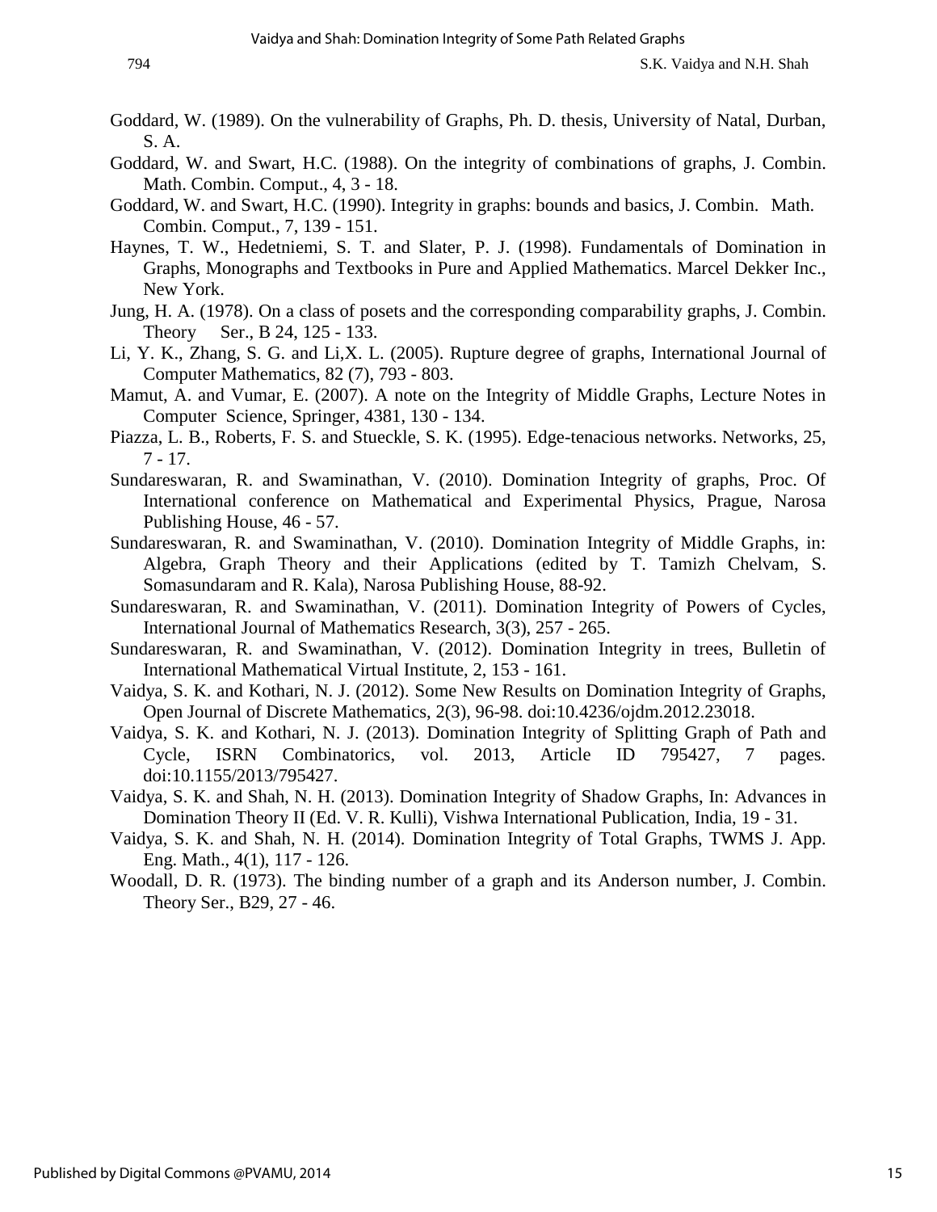Goddard, W. (1989). On the vulnerability of Graphs, Ph. D. thesis, University of Natal, Durban, S. A.

Goddard, W. and Swart, H.C. (1988). On the integrity of combinations of graphs, J. Combin. Math. Combin. Comput., 4, 3 - 18.

Goddard, W. and Swart, H.C. (1990). Integrity in graphs: bounds and basics, J. Combin. Math. Combin. Comput., 7, 139 - 151.

Haynes, T. W., Hedetniemi, S. T. and Slater, P. J. (1998). Fundamentals of Domination in Graphs, Monographs and Textbooks in Pure and Applied Mathematics. Marcel Dekker Inc., New York.

Jung, H. A. (1978). On a class of posets and the corresponding comparability graphs, J. Combin. Theory Ser., B 24, 125 - 133.

Li, Y. K., Zhang, S. G. and Li,X. L. (2005). Rupture degree of graphs, International Journal of Computer Mathematics, 82 (7), 793 - 803.

Mamut, A. and Vumar, E. (2007). A note on the Integrity of Middle Graphs, Lecture Notes in Computer Science, Springer, 4381, 130 - 134.

Piazza, L. B., Roberts, F. S. and Stueckle, S. K. (1995). Edge-tenacious networks. Networks, 25, 7 - 17.

Sundareswaran, R. and Swaminathan, V. (2010). Domination Integrity of graphs, Proc. Of International conference on Mathematical and Experimental Physics, Prague, Narosa Publishing House, 46 - 57.

Sundareswaran, R. and Swaminathan, V. (2010). Domination Integrity of Middle Graphs, in: Algebra, Graph Theory and their Applications (edited by T. Tamizh Chelvam, S. Somasundaram and R. Kala), Narosa Publishing House, 88-92.

Sundareswaran, R. and Swaminathan, V. (2011). Domination Integrity of Powers of Cycles, International Journal of Mathematics Research, 3(3), 257 - 265.

Sundareswaran, R. and Swaminathan, V. (2012). Domination Integrity in trees, Bulletin of International Mathematical Virtual Institute, 2, 153 - 161.

Vaidya, S. K. and Kothari, N. J. (2012). Some New Results on Domination Integrity of Graphs, Open Journal of Discrete Mathematics, 2(3), 96-98. doi:10.4236/ojdm.2012.23018.

Vaidya, S. K. and Kothari, N. J. (2013). Domination Integrity of Splitting Graph of Path and Cycle, ISRN Combinatorics, vol. 2013, Article ID 795427, 7 pages. doi:10.1155/2013/795427.

Vaidya, S. K. and Shah, N. H. (2013). Domination Integrity of Shadow Graphs, In: Advances in Domination Theory II (Ed. V. R. Kulli), Vishwa International Publication, India, 19 - 31.

Vaidya, S. K. and Shah, N. H. (2014). Domination Integrity of Total Graphs, TWMS J. App. Eng. Math., 4(1), 117 - 126.

Woodall, D. R. (1973). The binding number of a graph and its Anderson number, J. Combin. Theory Ser., B29, 27 - 46.